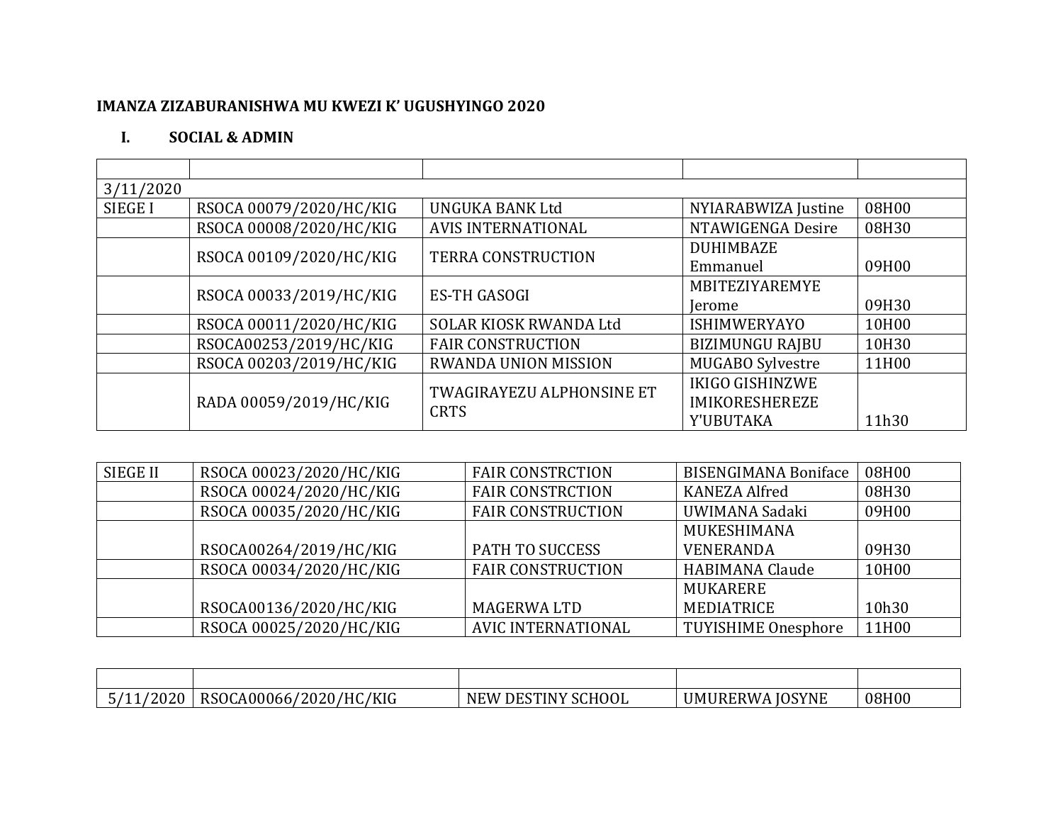**IMANZA ZIZABURANISHWA MU KWEZI K' UGUSHYINGO 2020**

## I. SOCIAL & ADMIN

| | | | | |
|---|---|---|---|---|
| 3/11/2020 | | | | |
| SIEGE I | RSOCA 00079/2020/HC/KIG | UNGUKA BANK Ltd | NYIARABWIZA Justine | 08H00 |
| | RSOCA 00008/2020/HC/KIG | AVIS INTERNATIONAL | NTAWIGENGA Desire | 08H30 |
| | RSOCA 00109/2020/HC/KIG | TERRA CONSTRUCTION | DUHIMBAZE Emmanuel | 09H00 |
| | RSOCA 00033/2019/HC/KIG | ES-TH GASOGI | MBITEZIYAREMYE Jerome | 09H30 |
| | RSOCA 00011/2020/HC/KIG | SOLAR KIOSK RWANDA Ltd | ISHIMWERYAYO | 10H00 |
| | RSOCA00253/2019/HC/KIG | FAIR CONSTRUCTION | BIZIMUNGU RAJBU | 10H30 |
| | RSOCA 00203/2019/HC/KIG | RWANDA UNION MISSION | MUGABO Sylvestre | 11H00 |
| | RADA 00059/2019/HC/KIG | TWAGIRAYEZU ALPHONSINE ET CRTS | IKIGO GISHINZWE IMIKORESHEREZE Y'UBUTAKA | 11h30 |

| | | | | |
|---|---|---|---|---|
| SIEGE II | RSOCA 00023/2020/HC/KIG | FAIR CONSTRCTION | BISENGIMANA Boniface | 08H00 |
| | RSOCA 00024/2020/HC/KIG | FAIR CONSTRCTION | KANEZA Alfred | 08H30 |
| | RSOCA 00035/2020/HC/KIG | FAIR CONSTRUCTION | UWIMANA Sadaki | 09H00 |
| | RSOCA00264/2019/HC/KIG | PATH TO SUCCESS | MUKESHIMANA VENERANDA | 09H30 |
| | RSOCA 00034/2020/HC/KIG | FAIR CONSTRUCTION | HABIMANA Claude | 10H00 |
| | RSOCA00136/2020/HC/KIG | MAGERWA LTD | MUKARERE MEDIATRICE | 10h30 |
| | RSOCA 00025/2020/HC/KIG | AVIC INTERNATIONAL | TUYISHIME Onesphore | 11H00 |

| | | | | |
|---|---|---|---|---|
| 5/11/2020 | RSOCA00066/2020/HC/KIG | NEW DESTINY SCHOOL | UMURERWA JOSYNE | 08H00 |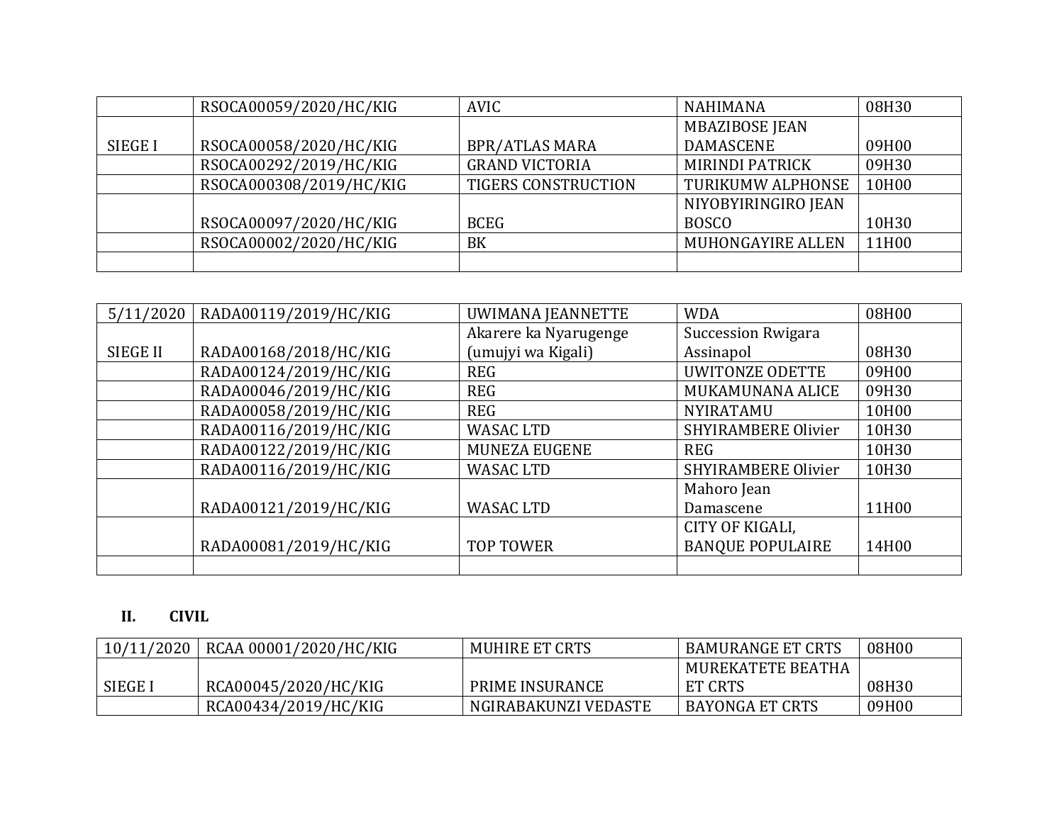| | | | | |
|---|---|---|---|---|
| | RSOCA00059/2020/HC/KIG | AVIC | NAHIMANA | 08H30 |
| SIEGE I | RSOCA00058/2020/HC/KIG | BPR/ATLAS MARA | MBAZIBOSE JEAN DAMASCENE | 09H00 |
| | RSOCA00292/2019/HC/KIG | GRAND VICTORIA | MIRINDI PATRICK | 09H30 |
| | RSOCA000308/2019/HC/KIG | TIGERS CONSTRUCTION | TURIKUMW ALPHONSE | 10H00 |
| | RSOCA00097/2020/HC/KIG | BCEG | NIYOBYIRINGIRO JEAN BOSCO | 10H30 |
| | RSOCA00002/2020/HC/KIG | BK | MUHONGAYIRE ALLEN | 11H00 |
| | | | | |

| | | | | |
|---|---|---|---|---|
| 5/11/2020 | RADA00119/2019/HC/KIG | UWIMANA JEANNETTE | WDA | 08H00 |
| SIEGE II | RADA00168/2018/HC/KIG | Akarere ka Nyarugenge (umujyi wa Kigali) | Succession Rwigara Assinapol | 08H30 |
| | RADA00124/2019/HC/KIG | REG | UWITONZE ODETTE | 09H00 |
| | RADA00046/2019/HC/KIG | REG | MUKAMUNANA ALICE | 09H30 |
| | RADA00058/2019/HC/KIG | REG | NYIRATAMU | 10H00 |
| | RADA00116/2019/HC/KIG | WASAC LTD | SHYIRAMBERE Olivier | 10H30 |
| | RADA00122/2019/HC/KIG | MUNEZA EUGENE | REG | 10H30 |
| | RADA00116/2019/HC/KIG | WASAC LTD | SHYIRAMBERE Olivier | 10H30 |
| | RADA00121/2019/HC/KIG | WASAC LTD | Mahoro Jean Damascene | 11H00 |
| | RADA00081/2019/HC/KIG | TOP TOWER | CITY OF KIGALI, BANQUE POPULAIRE | 14H00 |
| | | | | |

## II. CIVIL

| | | | | |
|---|---|---|---|---|
| 10/11/2020 | RCAA 00001/2020/HC/KIG | MUHIRE ET CRTS | BAMURANGE ET CRTS | 08H00 |
| SIEGE I | RCA00045/2020/HC/KIG | PRIME INSURANCE | MUREKATETE BEATHA ET CRTS | 08H30 |
| | RCA00434/2019/HC/KIG | NGIRABAKUNZI VEDASTE | BAYONGA ET CRTS | 09H00 |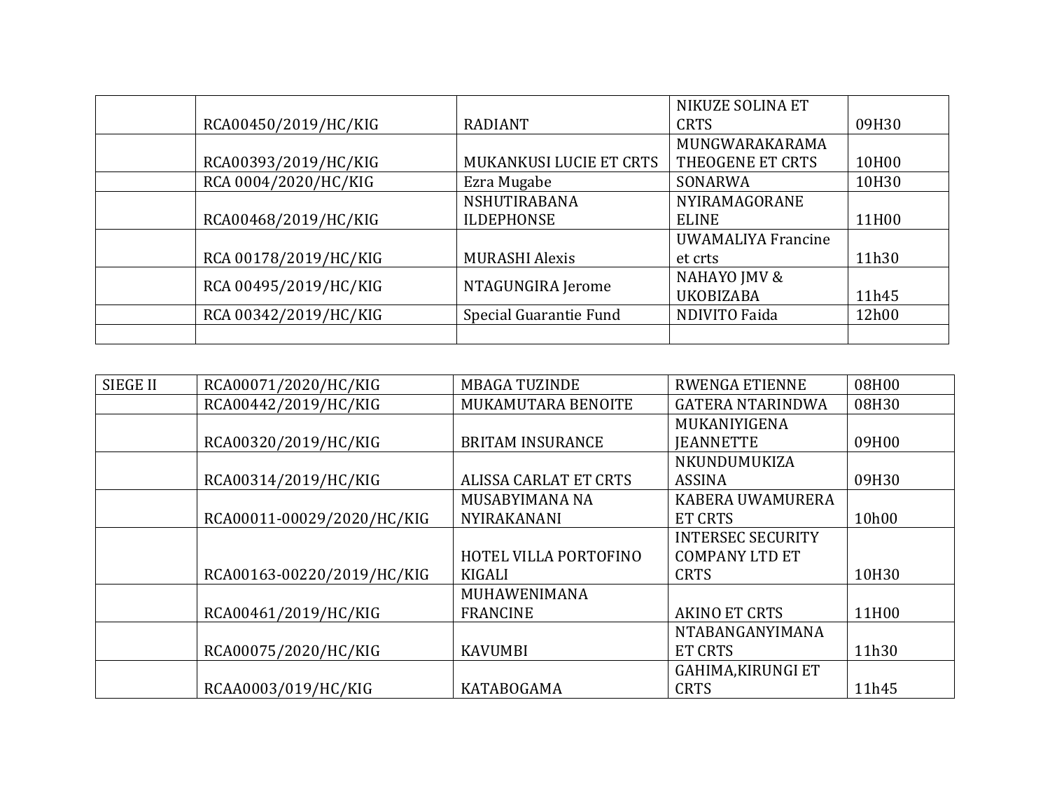| | | | | |
|---|---|---|---|---|
| | RCA00450/2019/HC/KIG | RADIANT | NIKUZE SOLINA ET CRTS | 09H30 |
| | RCA00393/2019/HC/KIG | MUKANKUSI LUCIE ET CRTS | MUNGWARAKARAMA THEOGENE ET CRTS | 10H00 |
| | RCA 0004/2020/HC/KIG | Ezra Mugabe | SONARWA | 10H30 |
| | RCA00468/2019/HC/KIG | NSHUTIRABANA ILDEPHONSE | NYIRAMAGORANE ELINE | 11H00 |
| | RCA 00178/2019/HC/KIG | MURASHI Alexis | UWAMALIYA Francine et crts | 11h30 |
| | RCA 00495/2019/HC/KIG | NTAGUNGIRA Jerome | NAHAYO JMV & UKOBIZABA | 11h45 |
| | RCA 00342/2019/HC/KIG | Special Guarantie Fund | NDIVITO Faida | 12h00 |
| | | | | |

| | | | | |
|---|---|---|---|---|
| SIEGE II | RCA00071/2020/HC/KIG | MBAGA TUZINDE | RWENGA ETIENNE | 08H00 |
| | RCA00442/2019/HC/KIG | MUKAMUTARA BENOITE | GATERA NTARINDWA | 08H30 |
| | RCA00320/2019/HC/KIG | BRITAM INSURANCE | MUKANIYIGENA JEANNETTE | 09H00 |
| | RCA00314/2019/HC/KIG | ALISSA CARLAT ET CRTS | NKUNDUMUKIZA ASSINA | 09H30 |
| | RCA00011-00029/2020/HC/KIG | MUSABYIMANA NA NYIRAKANANI | KABERA UWAMURERA ET CRTS | 10h00 |
| | RCA00163-00220/2019/HC/KIG | HOTEL VILLA PORTOFINO KIGALI | INTERSEC SECURITY COMPANY LTD ET CRTS | 10H30 |
| | RCA00461/2019/HC/KIG | MUHAWENIMANA FRANCINE | AKINO ET CRTS | 11H00 |
| | RCA00075/2020/HC/KIG | KAVUMBI | NTABANGANYIMANA ET CRTS | 11h30 |
| | RCAA0003/019/HC/KIG | KATABOGAMA | GAHIMA,KIRUNGI ET CRTS | 11h45 |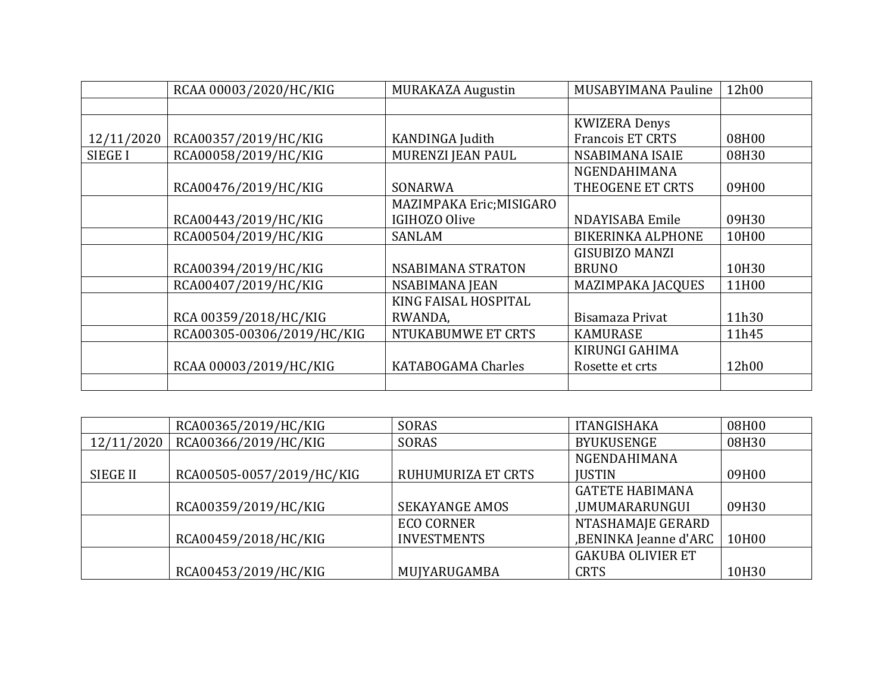| | | | | |
|---|---|---|---|---|
| | RCAA 00003/2020/HC/KIG | MURAKAZA Augustin | MUSABYIMANA Pauline | 12h00 |
| | | | | |
| 12/11/2020 | RCA00357/2019/HC/KIG | KANDINGA Judith | KWIZERA Denys Francois ET CRTS | 08H00 |
| SIEGE I | RCA00058/2019/HC/KIG | MURENZI JEAN PAUL | NSABIMANA ISAIE | 08H30 |
| | RCA00476/2019/HC/KIG | SONARWA | NGENDAHIMANA THEOGENE ET CRTS | 09H00 |
| | RCA00443/2019/HC/KIG | MAZIMPAKA Eric;MISIGARO IGIHOZO Olive | NDAYISABA Emile | 09H30 |
| | RCA00504/2019/HC/KIG | SANLAM | BIKERINKA ALPHONE | 10H00 |
| | RCA00394/2019/HC/KIG | NSABIMANA STRATON | GISUBIZO MANZI BRUNO | 10H30 |
| | RCA00407/2019/HC/KIG | NSABIMANA JEAN | MAZIMPAKA JACQUES | 11H00 |
| | RCA 00359/2018/HC/KIG | KING FAISAL HOSPITAL RWANDA, | Bisamaza Privat | 11h30 |
| | RCA00305-00306/2019/HC/KIG | NTUKABUMWE ET CRTS | KAMURASE | 11h45 |
| | RCAA 00003/2019/HC/KIG | KATABOGAMA Charles | KIRUNGI GAHIMA Rosette et crts | 12h00 |
| | | | | |

| | | | | |
|---|---|---|---|---|
| | RCA00365/2019/HC/KIG | SORAS | ITANGISHAKA | 08H00 |
| 12/11/2020 | RCA00366/2019/HC/KIG | SORAS | BYUKUSENGE | 08H30 |
| SIEGE II | RCA00505-0057/2019/HC/KIG | RUHUMURIZA ET CRTS | NGENDAHIMANA JUSTIN | 09H00 |
| | RCA00359/2019/HC/KIG | SEKAYANGE AMOS | GATETE HABIMANA ,UMUMARARUNGUI | 09H30 |
| | RCA00459/2018/HC/KIG | ECO CORNER INVESTMENTS | NTASHAMAJE GERARD ,BENINKA Jeanne d'ARC | 10H00 |
| | RCA00453/2019/HC/KIG | MUJYARUGAMBA | GAKUBA OLIVIER ET CRTS | 10H30 |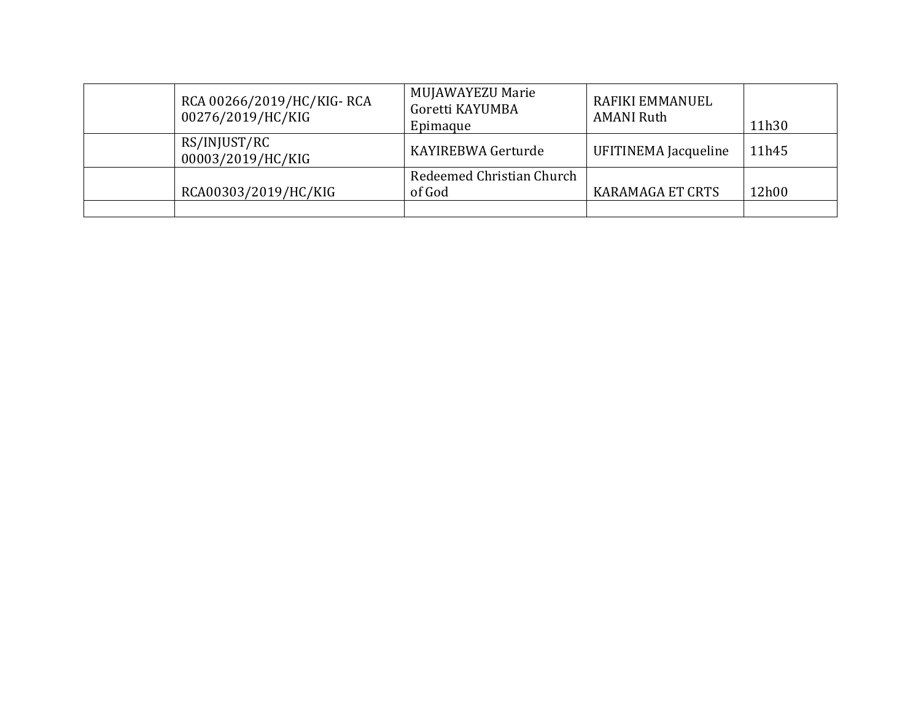| | | | | |
|---|---|---|---|---|
| | RCA 00266/2019/HC/KIG- RCA 00276/2019/HC/KIG | MUJAWAYEZU Marie Goretti KAYUMBA Epimaque | RAFIKI EMMANUEL AMANI Ruth | 11h30 |
| | RS/INJUST/RC 00003/2019/HC/KIG | KAYIREBWA Gerturde | UFITINEMA Jacqueline | 11h45 |
| | RCA00303/2019/HC/KIG | Redeemed Christian Church of God | KARAMAGA ET CRTS | 12h00 |
| | | | | |